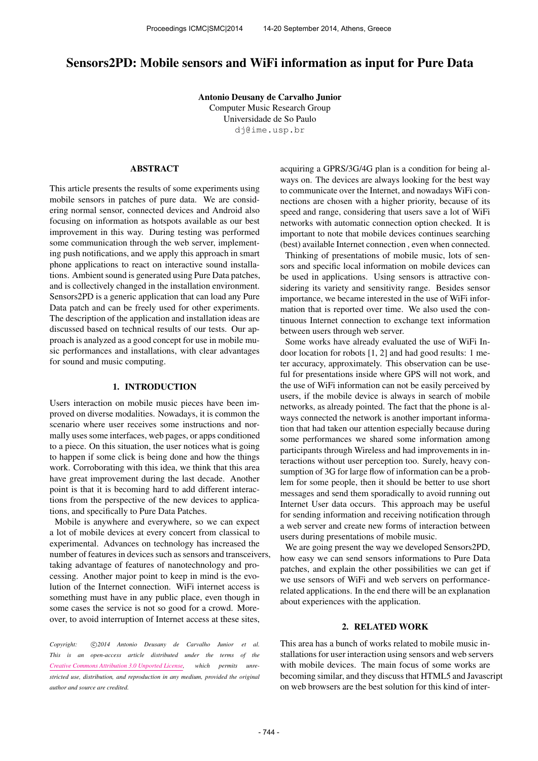# Sensors2PD: Mobile sensors and WiFi information as input for Pure Data

**Antonio Deusany de Carvalho Junior**
Computer Music Research Group
Universidade de So Paulo
dj@ime.usp.br

## ABSTRACT

This article presents the results of some experiments using mobile sensors in patches of pure data. We are considering normal sensor, connected devices and Android also focusing on information as hotspots available as our best improvement in this way. During testing was performed some communication through the web server, implementing push notifications, and we apply this approach in smart phone applications to react on interactive sound installations. Ambient sound is generated using Pure Data patches, and is collectively changed in the installation environment. Sensors2PD is a generic application that can load any Pure Data patch and can be freely used for other experiments. The description of the application and installation ideas are discussed based on technical results of our tests. Our approach is analyzed as a good concept for use in mobile music performances and installations, with clear advantages for sound and music computing.

## 1. INTRODUCTION

Users interaction on mobile music pieces have been improved on diverse modalities. Nowadays, it is common the scenario where user receives some instructions and normally uses some interfaces, web pages, or apps conditioned to a piece. On this situation, the user notices what is going to happen if some click is being done and how the things work. Corroborating with this idea, we think that this area have great improvement during the last decade. Another point is that it is becoming hard to add different interactions from the perspective of the new devices to applications, and specifically to Pure Data Patches.

Mobile is anywhere and everywhere, so we can expect a lot of mobile devices at every concert from classical to experimental. Advances on technology has increased the number of features in devices such as sensors and transceivers, taking advantage of features of nanotechnology and processing. Another major point to keep in mind is the evolution of the Internet connection. WiFi internet access is something must have in any public place, even though in some cases the service is not so good for a crowd. Moreover, to avoid interruption of Internet access at these sites, acquiring a GPRS/3G/4G plan is a condition for being always on. The devices are always looking for the best way to communicate over the Internet, and nowadays WiFi connections are chosen with a higher priority, because of its speed and range, considering that users save a lot of WiFi networks with automatic connection option checked. It is important to note that mobile devices continues searching (best) available Internet connection , even when connected.

Thinking of presentations of mobile music, lots of sensors and specific local information on mobile devices can be used in applications. Using sensors is attractive considering its variety and sensitivity range. Besides sensor importance, we became interested in the use of WiFi information that is reported over time. We also used the continuous Internet connection to exchange text information between users through web server.

Some works have already evaluated the use of WiFi Indoor location for robots [1, 2] and had good results: 1 meter accuracy, approximately. This observation can be useful for presentations inside where GPS will not work, and the use of WiFi information can not be easily perceived by users, if the mobile device is always in search of mobile networks, as already pointed. The fact that the phone is always connected the network is another important information that had taken our attention especially because during some performances we shared some information among participants through Wireless and had improvements in interactions without user perception too. Surely, heavy consumption of 3G for large flow of information can be a problem for some people, then it should be better to use short messages and send them sporadically to avoid running out Internet User data occurs. This approach may be useful for sending information and receiving notification through a web server and create new forms of interaction between users during presentations of mobile music.

We are going present the way we developed Sensors2PD, how easy we can send sensors informations to Pure Data patches, and explain the other possibilities we can get if we use sensors of WiFi and web servers on performance-related applications. In the end there will be an explanation about experiences with the application.

## 2. RELATED WORK

This area has a bunch of works related to mobile music installations for user interaction using sensors and web servers with mobile devices. The main focus of some works are becoming similar, and they discuss that HTML5 and Javascript on web browsers are the best solution for this kind of inter-

*Copyright: ©2014 Antonio Deusany de Carvalho Junior et al. This is an open-access article distributed under the terms of the Creative Commons Attribution 3.0 Unported License, which permits unrestricted use, distribution, and reproduction in any medium, provided the original author and source are credited.*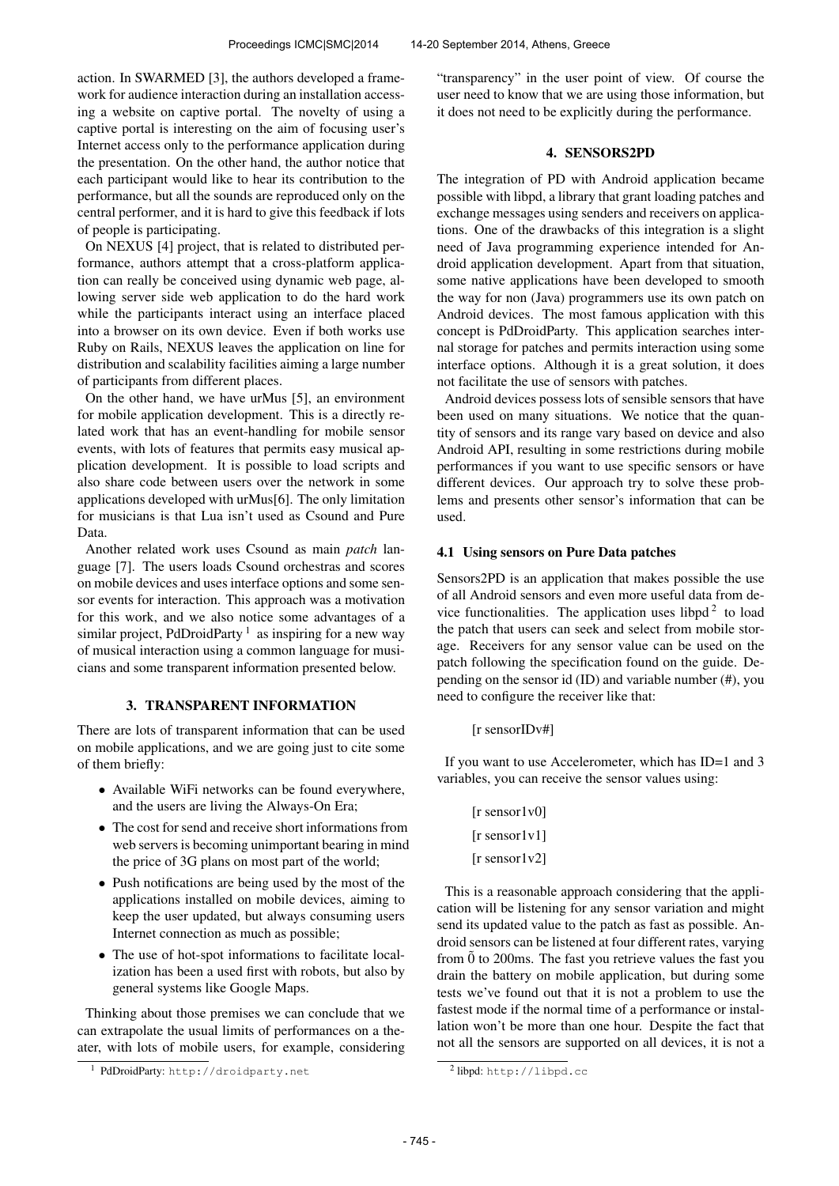action. In SWARMED [3], the authors developed a framework for audience interaction during an installation accessing a website on captive portal. The novelty of using a captive portal is interesting on the aim of focusing user's Internet access only to the performance application during the presentation. On the other hand, the author notice that each participant would like to hear its contribution to the performance, but all the sounds are reproduced only on the central performer, and it is hard to give this feedback if lots of people is participating.

On NEXUS [4] project, that is related to distributed performance, authors attempt that a cross-platform application can really be conceived using dynamic web page, allowing server side web application to do the hard work while the participants interact using an interface placed into a browser on its own device. Even if both works use Ruby on Rails, NEXUS leaves the application on line for distribution and scalability facilities aiming a large number of participants from different places.

On the other hand, we have urMus [5], an environment for mobile application development. This is a directly related work that has an event-handling for mobile sensor events, with lots of features that permits easy musical application development. It is possible to load scripts and also share code between users over the network in some applications developed with urMus[6]. The only limitation for musicians is that Lua isn't used as Csound and Pure Data.

Another related work uses Csound as main *patch* language [7]. The users loads Csound orchestras and scores on mobile devices and uses interface options and some sensor events for interaction. This approach was a motivation for this work, and we also notice some advantages of a similar project, PdDroidParty [1] as inspiring for a new way of musical interaction using a common language for musicians and some transparent information presented below.

## 3. TRANSPARENT INFORMATION

There are lots of transparent information that can be used on mobile applications, and we are going just to cite some of them briefly:

- Available WiFi networks can be found everywhere, and the users are living the Always-On Era;
- The cost for send and receive short informations from web servers is becoming unimportant bearing in mind the price of 3G plans on most part of the world;
- Push notifications are being used by the most of the applications installed on mobile devices, aiming to keep the user updated, but always consuming users Internet connection as much as possible;
- The use of hot-spot informations to facilitate localization has been a used first with robots, but also by general systems like Google Maps.

Thinking about those premises we can conclude that we can extrapolate the usual limits of performances on a theater, with lots of mobile users, for example, considering "transparency" in the user point of view. Of course the user need to know that we are using those information, but it does not need to be explicitly during the performance.

## 4. SENSORS2PD

The integration of PD with Android application became possible with libpd, a library that grant loading patches and exchange messages using senders and receivers on applications. One of the drawbacks of this integration is a slight need of Java programming experience intended for Android application development. Apart from that situation, some native applications have been developed to smooth the way for non (Java) programmers use its own patch on Android devices. The most famous application with this concept is PdDroidParty. This application searches internal storage for patches and permits interaction using some interface options. Although it is a great solution, it does not facilitate the use of sensors with patches.

Android devices possess lots of sensible sensors that have been used on many situations. We notice that the quantity of sensors and its range vary based on device and also Android API, resulting in some restrictions during mobile performances if you want to use specific sensors or have different devices. Our approach try to solve these problems and presents other sensor's information that can be used.

### 4.1 Using sensors on Pure Data patches

Sensors2PD is an application that makes possible the use of all Android sensors and even more useful data from device functionalities. The application uses libpd [2] to load the patch that users can seek and select from mobile storage. Receivers for any sensor value can be used on the patch following the specification found on the guide. Depending on the sensor id (ID) and variable number (#), you need to configure the receiver like that:

[r sensorIDv#]

If you want to use Accelerometer, which has ID=1 and 3 variables, you can receive the sensor values using:

[r sensor1v0]

[r sensor1v1]

[r sensor1v2]

This is a reasonable approach considering that the application will be listening for any sensor variation and might send its updated value to the patch as fast as possible. Android sensors can be listened at four different rates, varying from 0̃ to 200ms. The fast you retrieve values the fast you drain the battery on mobile application, but during some tests we've found out that it is not a problem to use the fastest mode if the normal time of a performance or installation won't be more than one hour. Despite the fact that not all the sensors are supported on all devices, it is not a

[1] PdDroidParty: http://droidparty.net

[2] libpd: http://libpd.cc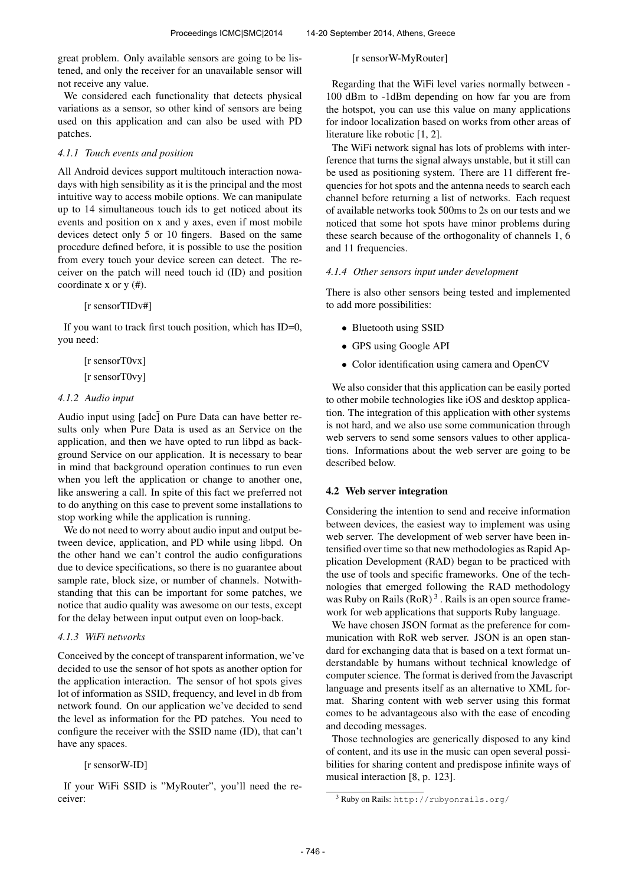great problem. Only available sensors are going to be listened, and only the receiver for an unavailable sensor will not receive any value.

We considered each functionality that detects physical variations as a sensor, so other kind of sensors are being used on this application and can also be used with PD patches.

#### 4.1.1 Touch events and position

All Android devices support multitouch interaction nowadays with high sensibility as it is the principal and the most intuitive way to access mobile options. We can manipulate up to 14 simultaneous touch ids to get noticed about its events and position on x and y axes, even if most mobile devices detect only 5 or 10 fingers. Based on the same procedure defined before, it is possible to use the position from every touch your device screen can detect. The receiver on the patch will need touch id (ID) and position coordinate x or y (#).

[r sensorTIDv#]

If you want to track first touch position, which has ID=0, you need:

[r sensorT0vx]

[r sensorT0vy]

#### 4.1.2 Audio input

Audio input using [adc~] on Pure Data can have better results only when Pure Data is used as an Service on the application, and then we have opted to run libpd as background Service on our application. It is necessary to bear in mind that background operation continues to run even when you left the application or change to another one, like answering a call. In spite of this fact we preferred not to do anything on this case to prevent some installations to stop working while the application is running.

We do not need to worry about audio input and output between device, application, and PD while using libpd. On the other hand we can't control the audio configurations due to device specifications, so there is no guarantee about sample rate, block size, or number of channels. Notwithstanding that this can be important for some patches, we notice that audio quality was awesome on our tests, except for the delay between input output even on loop-back.

#### 4.1.3 WiFi networks

Conceived by the concept of transparent information, we've decided to use the sensor of hot spots as another option for the application interaction. The sensor of hot spots gives lot of information as SSID, frequency, and level in db from network found. On our application we've decided to send the level as information for the PD patches. You need to configure the receiver with the SSID name (ID), that can't have any spaces.

[r sensorW-ID]

If your WiFi SSID is "MyRouter", you'll need the receiver:

[r sensorW-MyRouter]

Regarding that the WiFi level varies normally between -100 dBm to -1dBm depending on how far you are from the hotspot, you can use this value on many applications for indoor localization based on works from other areas of literature like robotic [1, 2].

The WiFi network signal has lots of problems with interference that turns the signal always unstable, but it still can be used as positioning system. There are 11 different frequencies for hot spots and the antenna needs to search each channel before returning a list of networks. Each request of available networks took 500ms to 2s on our tests and we noticed that some hot spots have minor problems during these search because of the orthogonality of channels 1, 6 and 11 frequencies.

#### 4.1.4 Other sensors input under development

There is also other sensors being tested and implemented to add more possibilities:

- Bluetooth using SSID
- GPS using Google API
- Color identification using camera and OpenCV

We also consider that this application can be easily ported to other mobile technologies like iOS and desktop application. The integration of this application with other systems is not hard, and we also use some communication through web servers to send some sensors values to other applications. Informations about the web server are going to be described below.

### 4.2 Web server integration

Considering the intention to send and receive information between devices, the easiest way to implement was using web server. The development of web server have been intensified over time so that new methodologies as Rapid Application Development (RAD) began to be practiced with the use of tools and specific frameworks. One of the technologies that emerged following the RAD methodology was Ruby on Rails (RoR) [3]. Rails is an open source framework for web applications that supports Ruby language.

We have chosen JSON format as the preference for communication with RoR web server. JSON is an open standard for exchanging data that is based on a text format understandable by humans without technical knowledge of computer science. The format is derived from the Javascript language and presents itself as an alternative to XML format. Sharing content with web server using this format comes to be advantageous also with the ease of encoding and decoding messages.

Those technologies are generically disposed to any kind of content, and its use in the music can open several possibilities for sharing content and predispose infinite ways of musical interaction [8, p. 123].

[3] Ruby on Rails: http://rubyonrails.org/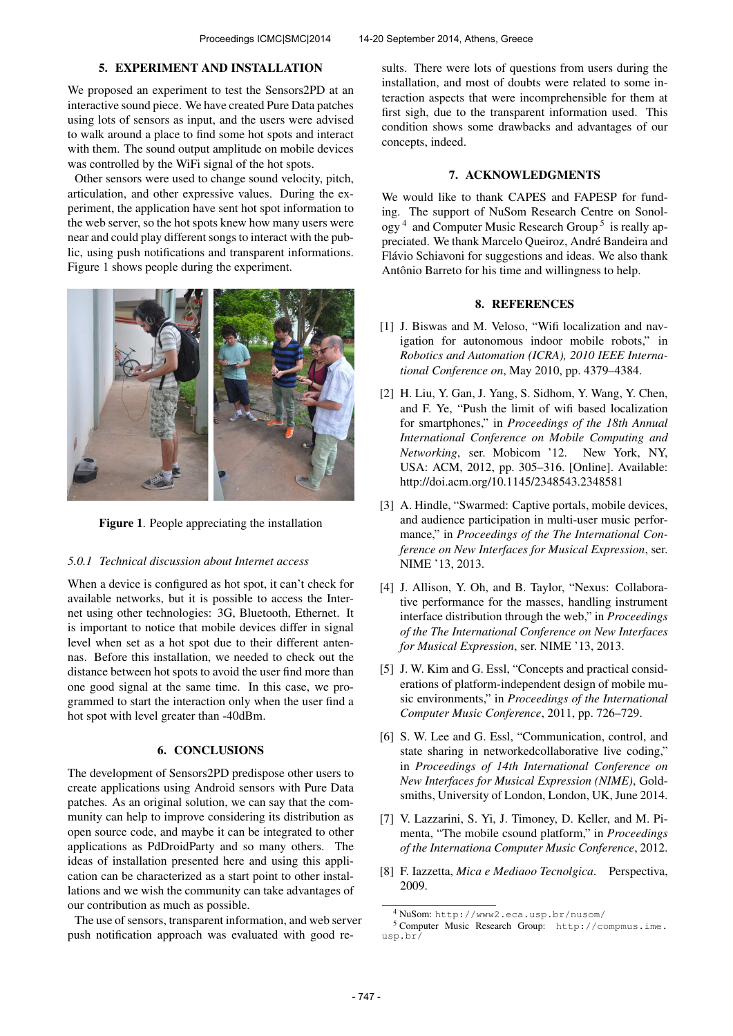## 5. EXPERIMENT AND INSTALLATION

We proposed an experiment to test the Sensors2PD at an interactive sound piece. We have created Pure Data patches using lots of sensors as input, and the users were advised to walk around a place to find some hot spots and interact with them. The sound output amplitude on mobile devices was controlled by the WiFi signal of the hot spots.

Other sensors were used to change sound velocity, pitch, articulation, and other expressive values. During the experiment, the application have sent hot spot information to the web server, so the hot spots knew how many users were near and could play different songs to interact with the public, using push notifications and transparent informations. Figure 1 shows people during the experiment.

**Figure 1**. People appreciating the installation

#### 5.0.1 *Technical discussion about Internet access*

When a device is configured as hot spot, it can't check for available networks, but it is possible to access the Internet using other technologies: 3G, Bluetooth, Ethernet. It is important to notice that mobile devices differ in signal level when set as a hot spot due to their different antennas. Before this installation, we needed to check out the distance between hot spots to avoid the user find more than one good signal at the same time. In this case, we programmed to start the interaction only when the user find a hot spot with level greater than -40dBm.

## 6. CONCLUSIONS

The development of Sensors2PD predispose other users to create applications using Android sensors with Pure Data patches. As an original solution, we can say that the community can help to improve considering its distribution as open source code, and maybe it can be integrated to other applications as PdDroidParty and so many others. The ideas of installation presented here and using this application can be characterized as a start point to other installations and we wish the community can take advantages of our contribution as much as possible.

The use of sensors, transparent information, and web server push notification approach was evaluated with good results. There were lots of questions from users during the installation, and most of doubts were related to some interaction aspects that were incomprehensible for them at first sigh, due to the transparent information used. This condition shows some drawbacks and advantages of our concepts, indeed.

## 7. ACKNOWLEDGMENTS

We would like to thank CAPES and FAPESP for funding. The support of NuSom Research Centre on Sonology [4] and Computer Music Research Group [5] is really appreciated. We thank Marcelo Queiroz, André Bandeira and Flávio Schiavoni for suggestions and ideas. We also thank Antônio Barreto for his time and willingness to help.

## 8. REFERENCES

[1] J. Biswas and M. Veloso, "Wifi localization and navigation for autonomous indoor mobile robots," in *Robotics and Automation (ICRA), 2010 IEEE International Conference on*, May 2010, pp. 4379–4384.

[2] H. Liu, Y. Gan, J. Yang, S. Sidhom, Y. Wang, Y. Chen, and F. Ye, "Push the limit of wifi based localization for smartphones," in *Proceedings of the 18th Annual International Conference on Mobile Computing and Networking*, ser. Mobicom '12. New York, NY, USA: ACM, 2012, pp. 305–316. [Online]. Available: http://doi.acm.org/10.1145/2348543.2348581

[3] A. Hindle, "Swarmed: Captive portals, mobile devices, and audience participation in multi-user music performance," in *Proceedings of the The International Conference on New Interfaces for Musical Expression*, ser. NIME '13, 2013.

[4] J. Allison, Y. Oh, and B. Taylor, "Nexus: Collaborative performance for the masses, handling instrument interface distribution through the web," in *Proceedings of the The International Conference on New Interfaces for Musical Expression*, ser. NIME '13, 2013.

[5] J. W. Kim and G. Essl, "Concepts and practical considerations of platform-independent design of mobile music environments," in *Proceedings of the International Computer Music Conference*, 2011, pp. 726–729.

[6] S. W. Lee and G. Essl, "Communication, control, and state sharing in networkedcollaborative live coding," in *Proceedings of 14th International Conference on New Interfaces for Musical Expression (NIME)*, Goldsmiths, University of London, London, UK, June 2014.

[7] V. Lazzarini, S. Yi, J. Timoney, D. Keller, and M. Pimenta, "The mobile csound platform," in *Proceedings of the Internationa Computer Music Conference*, 2012.

[8] F. Iazzetta, *Mica e Mediaoo Tecnolgica*. Perspectiva, 2009.

[4] NuSom: http://www2.eca.usp.br/nusom/

[5] Computer Music Research Group: http://compmus.ime.usp.br/